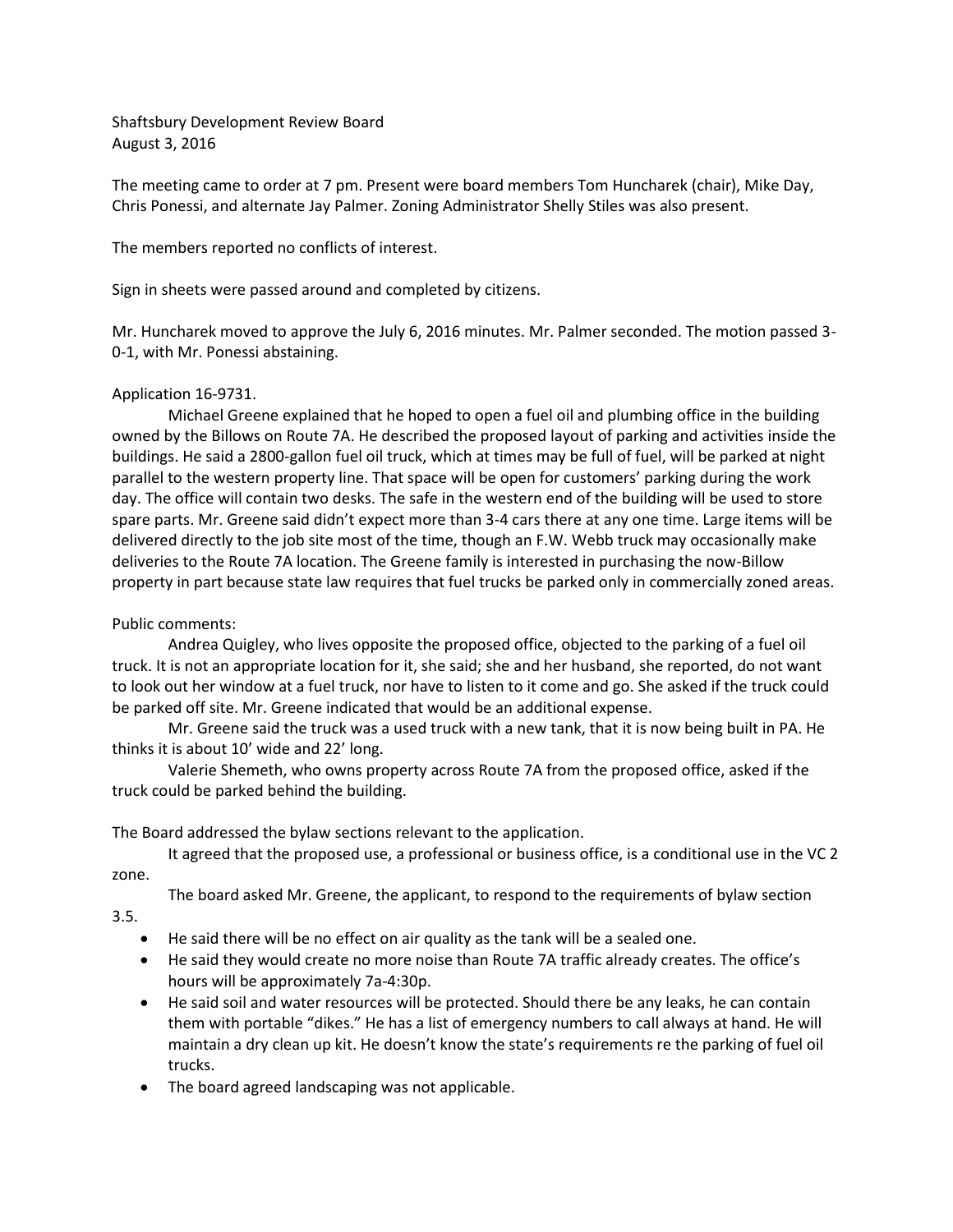Shaftsbury Development Review Board
August 3, 2016

The meeting came to order at 7 pm. Present were board members Tom Huncharek (chair), Mike Day, Chris Ponessi, and alternate Jay Palmer. Zoning Administrator Shelly Stiles was also present.

The members reported no conflicts of interest.

Sign in sheets were passed around and completed by citizens.

Mr. Huncharek moved to approve the July 6, 2016 minutes. Mr. Palmer seconded. The motion passed 3-0-1, with Mr. Ponessi abstaining.

Application 16-9731.

Michael Greene explained that he hoped to open a fuel oil and plumbing office in the building owned by the Billows on Route 7A. He described the proposed layout of parking and activities inside the buildings. He said a 2800-gallon fuel oil truck, which at times may be full of fuel, will be parked at night parallel to the western property line. That space will be open for customers' parking during the work day. The office will contain two desks. The safe in the western end of the building will be used to store spare parts. Mr. Greene said didn't expect more than 3-4 cars there at any one time. Large items will be delivered directly to the job site most of the time, though an F.W. Webb truck may occasionally make deliveries to the Route 7A location. The Greene family is interested in purchasing the now-Billow property in part because state law requires that fuel trucks be parked only in commercially zoned areas.

Public comments:

Andrea Quigley, who lives opposite the proposed office, objected to the parking of a fuel oil truck. It is not an appropriate location for it, she said; she and her husband, she reported, do not want to look out her window at a fuel truck, nor have to listen to it come and go. She asked if the truck could be parked off site. Mr. Greene indicated that would be an additional expense.

Mr. Greene said the truck was a used truck with a new tank, that it is now being built in PA. He thinks it is about 10' wide and 22' long.

Valerie Shemeth, who owns property across Route 7A from the proposed office, asked if the truck could be parked behind the building.

The Board addressed the bylaw sections relevant to the application.

It agreed that the proposed use, a professional or business office, is a conditional use in the VC 2 zone.

The board asked Mr. Greene, the applicant, to respond to the requirements of bylaw section 3.5.

- He said there will be no effect on air quality as the tank will be a sealed one.
- He said they would create no more noise than Route 7A traffic already creates. The office's hours will be approximately 7a-4:30p.
- He said soil and water resources will be protected. Should there be any leaks, he can contain them with portable "dikes." He has a list of emergency numbers to call always at hand. He will maintain a dry clean up kit. He doesn't know the state's requirements re the parking of fuel oil trucks.
- The board agreed landscaping was not applicable.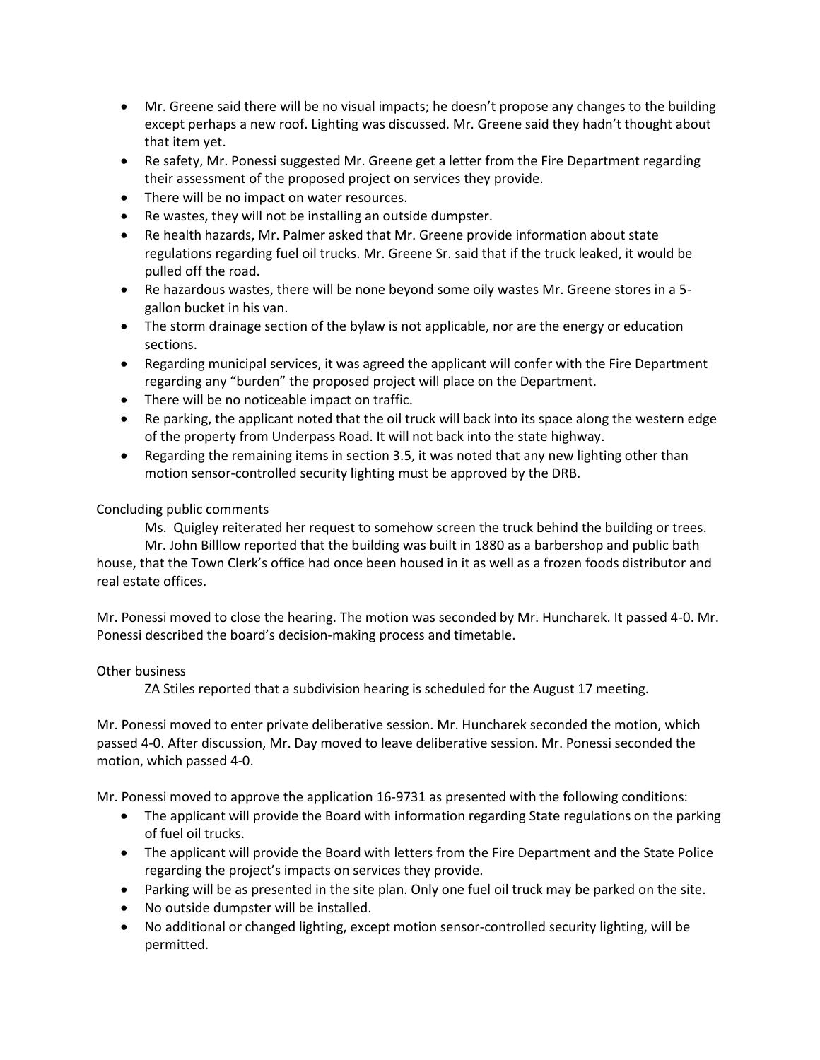- Mr. Greene said there will be no visual impacts; he doesn't propose any changes to the building except perhaps a new roof. Lighting was discussed. Mr. Greene said they hadn't thought about that item yet.
- Re safety, Mr. Ponessi suggested Mr. Greene get a letter from the Fire Department regarding their assessment of the proposed project on services they provide.
- There will be no impact on water resources.
- Re wastes, they will not be installing an outside dumpster.
- Re health hazards, Mr. Palmer asked that Mr. Greene provide information about state regulations regarding fuel oil trucks. Mr. Greene Sr. said that if the truck leaked, it would be pulled off the road.
- Re hazardous wastes, there will be none beyond some oily wastes Mr. Greene stores in a 5-gallon bucket in his van.
- The storm drainage section of the bylaw is not applicable, nor are the energy or education sections.
- Regarding municipal services, it was agreed the applicant will confer with the Fire Department regarding any "burden" the proposed project will place on the Department.
- There will be no noticeable impact on traffic.
- Re parking, the applicant noted that the oil truck will back into its space along the western edge of the property from Underpass Road. It will not back into the state highway.
- Regarding the remaining items in section 3.5, it was noted that any new lighting other than motion sensor-controlled security lighting must be approved by the DRB.

Concluding public comments

Ms. Quigley reiterated her request to somehow screen the truck behind the building or trees.

Mr. John Billlow reported that the building was built in 1880 as a barbershop and public bath house, that the Town Clerk's office had once been housed in it as well as a frozen foods distributor and real estate offices.

Mr. Ponessi moved to close the hearing. The motion was seconded by Mr. Huncharek. It passed 4-0. Mr. Ponessi described the board's decision-making process and timetable.

Other business

ZA Stiles reported that a subdivision hearing is scheduled for the August 17 meeting.

Mr. Ponessi moved to enter private deliberative session. Mr. Huncharek seconded the motion, which passed 4-0. After discussion, Mr. Day moved to leave deliberative session. Mr. Ponessi seconded the motion, which passed 4-0.

Mr. Ponessi moved to approve the application 16-9731 as presented with the following conditions:

- The applicant will provide the Board with information regarding State regulations on the parking of fuel oil trucks.
- The applicant will provide the Board with letters from the Fire Department and the State Police regarding the project's impacts on services they provide.
- Parking will be as presented in the site plan. Only one fuel oil truck may be parked on the site.
- No outside dumpster will be installed.
- No additional or changed lighting, except motion sensor-controlled security lighting, will be permitted.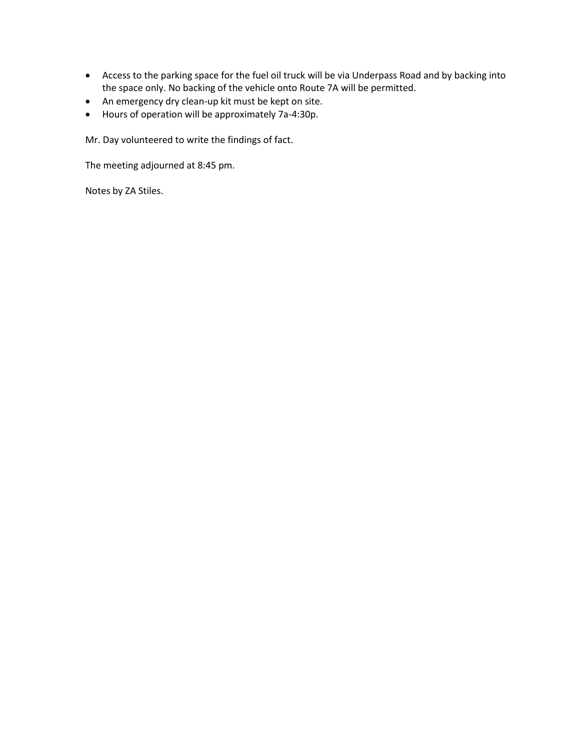- Access to the parking space for the fuel oil truck will be via Underpass Road and by backing into the space only. No backing of the vehicle onto Route 7A will be permitted.
- An emergency dry clean-up kit must be kept on site.
- Hours of operation will be approximately 7a-4:30p.

Mr. Day volunteered to write the findings of fact.

The meeting adjourned at 8:45 pm.

Notes by ZA Stiles.